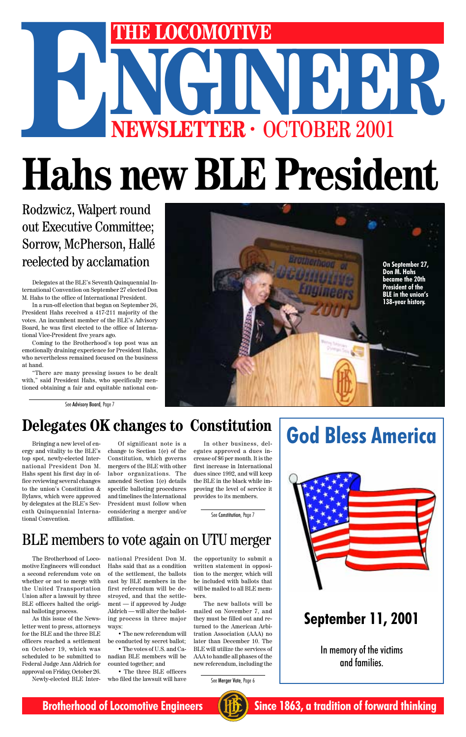# THE LOCOMOTIVE ENGINEER

NEWSLETTER · OCTOBER 2001

# Hahs new BLE President

## Rodzwicz, Walpert round out Executive Committee; Sorrow, McPherson, Hallé reelected by acclamation

Delegates at the BLE's Seventh Quinquennial International Convention on September 27 elected Don M. Hahs to the office of International President.

In a run-off election that began on September 26, President Hahs received a 417-211 majority of the votes. An incumbent member of the BLE's Advisory Board, he was first elected to the office of International Vice-President five years ago.

Coming to the Brotherhood's top post was an emotionally draining experience for President Hahs, who nevertheless remained focused on the business at hand.

"There are many pressing issues to be dealt with," said President Hahs, who specifically mentioned obtaining a fair and equitable national con-

See **Advisory Board**, Page 7

On September 27, Don M. Hahs became the 20th President of the BLE in the union's 138-year history.

## Delegates OK changes to Constitution

Bringing a new level of energy and vitality to the BLE's top spot, newly-elected International President Don M. Hahs spent his first day in office reviewing several changes to the union's Constitution & Bylaws, which were approved by delegates at the BLE's Seventh Quinquennial International Convention.

Of significant note is a change to Section 1(e) of the Constitution, which governs mergers of the BLE with other labor organizations. The amended Section 1(e) details specific balloting procedures and timelines the International President must follow when considering a merger and/or affiliation.

In other business, delegates approved a dues increase of $6 per month. It is the first increase in International dues since 1992, and will keep the BLE in the black while improving the level of service it provides to its members.

See **Constitution**, Page 7

## BLE members to vote again on UTU merger

The Brotherhood of Locomotive Engineers will conduct a second referendum vote on whether or not to merge with the United Transportation Union after a lawsuit by three BLE officers halted the original balloting process.

As this issue of the Newsletter went to press, attorneys for the BLE and the three BLE officers reached a settlement on October 19, which was scheduled to be submitted to Federal Judge Ann Aldrich for approval on Friday, October 26.

Newly-elected BLE International President Don M. Hahs said that as a condition of the settlement, the ballots cast by BLE members in the first referendum will be destroyed, and that the settlement — if approved by Judge Aldrich — will alter the balloting process in three major ways:

- The new referendum will be conducted by secret ballot;
- The votes of U.S. and Canadian BLE members will be counted together; and
- The three BLE officers who filed the lawsuit will have the opportunity to submit a written statement in opposition to the merger, which will be included with ballots that will be mailed to all BLE members.

The new ballots will be mailed on November 7, and they must be filled out and returned to the American Arbitration Association (AAA) no later than December 10. The BLE will utilize the services of AAA to handle all phases of the new referendum, including the

See **Merger Vote**, Page 6

## God Bless America

### September 11, 2001

In memory of the victims and families.

**Brotherhood of Locomotive Engineers** — **Since 1863, a tradition of forward thinking**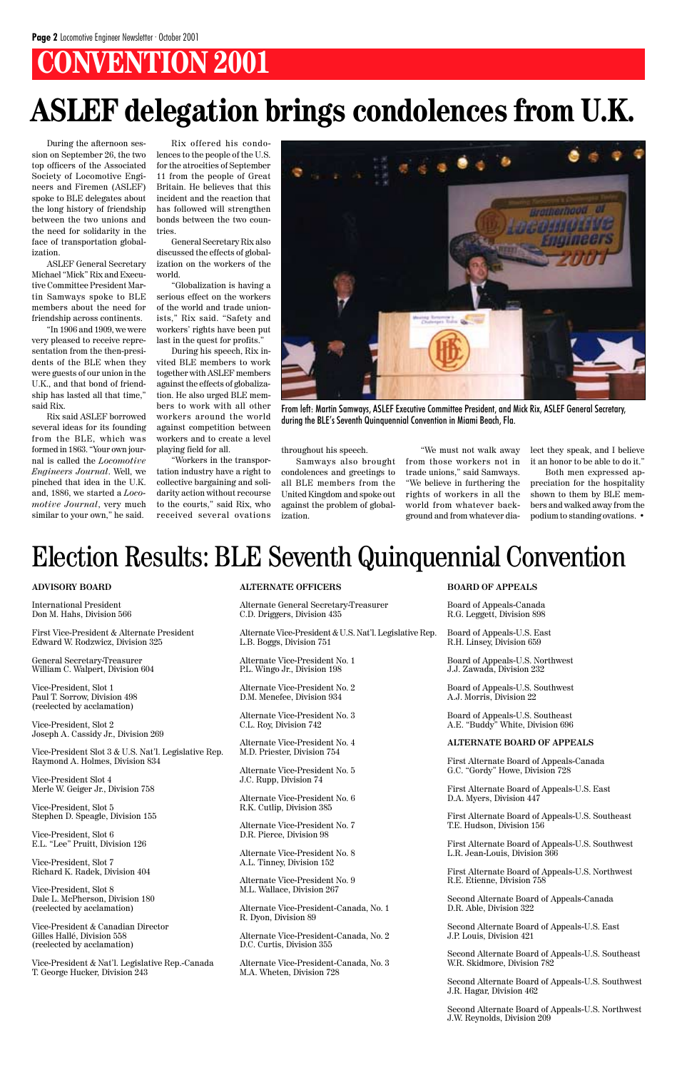# CONVENTION 2001

# ASLEF delegation brings condolences from U.K.

During the afternoon session on September 26, the two top officers of the Associated Society of Locomotive Engineers and Firemen (ASLEF) spoke to BLE delegates about the long history of friendship between the two unions and the need for solidarity in the face of transportation globalization.

ASLEF General Secretary Michael "Mick" Rix and Executive Committee President Martin Samways spoke to BLE members about the need for friendship across continents.

"In 1906 and 1909, we were very pleased to receive representation from the then-presidents of the BLE when they were guests of our union in the U.K., and that bond of friendship has lasted all that time," said Rix.

Rix said ASLEF borrowed several ideas for its founding from the BLE, which was formed in 1863. "Your own journal is called the *Locomotive Engineers Journal*. Well, we pinched that idea in the U.K. and, 1886, we started a *Locomotive Journal*, very much similar to your own," he said.

Rix offered his condolences to the people of the U.S. for the atrocities of September 11 from the people of Great Britain. He believes that this incident and the reaction that has followed will strengthen bonds between the two countries.

General Secretary Rix also discussed the effects of globalization on the workers of the world.

"Globalization is having a serious effect on the workers of the world and trade unionists," Rix said. "Safety and workers' rights have been put last in the quest for profits."

During his speech, Rix invited BLE members to work together with ASLEF members against the effects of globalization. He also urged BLE members to work with all other workers around the world against competition between workers and to create a level playing field for all.

"Workers in the transportation industry have a right to collective bargaining and solidarity action without recourse to the courts," said Rix, who received several ovations throughout his speech.

From left: Martin Samways, ASLEF Executive Committee President, and Mick Rix, ASLEF General Secretary, during the BLE's Seventh Quinquennial Convention in Miami Beach, Fla.

Samways also brought condolences and greetings to all BLE members from the United Kingdom and spoke out against the problem of globalization.

"We must not walk away from those workers not in trade unions," said Samways. "We believe in furthering the rights of workers in all the world from whatever background and from whatever dialect they speak, and I believe it an honor to be able to do it."

Both men expressed appreciation for the hospitality shown to them by BLE members and walked away from the podium to standing ovations. •

# Election Results: BLE Seventh Quinquennial Convention

### ADVISORY BOARD

International President
Don M. Hahs, Division 566

First Vice-President & Alternate President
Edward W. Rodzwicz, Division 325

General Secretary-Treasurer
William C. Walpert, Division 604

Vice-President, Slot 1
Paul T. Sorrow, Division 498
(reelected by acclamation)

Vice-President, Slot 2
Joseph A. Cassidy Jr., Division 269

Vice-President Slot 3 & U.S. Nat'l. Legislative Rep.
Raymond A. Holmes, Division 834

Vice-President Slot 4
Merle W. Geiger Jr., Division 758

Vice-President, Slot 5
Stephen D. Speagle, Division 155

Vice-President, Slot 6
E.L. "Lee" Pruitt, Division 126

Vice-President, Slot 7
Richard K. Radek, Division 404

Vice-President, Slot 8
Dale L. McPherson, Division 180
(reelected by acclamation)

Vice-President & Canadian Director
Gilles Hallé, Division 558
(reelected by acclamation)

Vice-President & Nat'l. Legislative Rep.-Canada
T. George Hucker, Division 243

### ALTERNATE OFFICERS

Alternate General Secretary-Treasurer
C.D. Driggers, Division 435

Alternate Vice-President & U.S. Nat'l. Legislative Rep.
L.B. Boggs, Division 751

Alternate Vice-President No. 1
P.L. Wingo Jr., Division 198

Alternate Vice-President No. 2
D.M. Menefee, Division 934

Alternate Vice-President No. 3
C.L. Roy, Division 742

Alternate Vice-President No. 4
M.D. Priester, Division 754

Alternate Vice-President No. 5
J.C. Rupp, Division 74

Alternate Vice-President No. 6
R.K. Cutlip, Division 385

Alternate Vice-President No. 7
D.R. Pierce, Division 98

Alternate Vice-President No. 8
A.L. Tinney, Division 152

Alternate Vice-President No. 9
M.L. Wallace, Division 267

Alternate Vice-President-Canada, No. 1
R. Dyon, Division 89

Alternate Vice-President-Canada, No. 2
D.C. Curtis, Division 355

Alternate Vice-President-Canada, No. 3
M.A. Wheten, Division 728

### BOARD OF APPEALS

Board of Appeals-Canada
R.G. Leggett, Division 898

Board of Appeals-U.S. East
R.H. Linsey, Division 659

Board of Appeals-U.S. Northwest
J.J. Zawada, Division 232

Board of Appeals-U.S. Southwest
A.J. Morris, Division 22

Board of Appeals-U.S. Southeast
A.E. "Buddy" White, Division 696

### ALTERNATE BOARD OF APPEALS

First Alternate Board of Appeals-Canada
G.C. "Gordy" Howe, Division 728

First Alternate Board of Appeals-U.S. East
D.A. Myers, Division 447

First Alternate Board of Appeals-U.S. Southeast
T.E. Hudson, Division 156

First Alternate Board of Appeals-U.S. Southwest
L.R. Jean-Louis, Division 366

First Alternate Board of Appeals-U.S. Northwest
R.E. Etienne, Division 758

Second Alternate Board of Appeals-Canada
D.R. Able, Division 322

Second Alternate Board of Appeals-U.S. East
J.P. Louis, Division 421

Second Alternate Board of Appeals-U.S. Southeast
W.R. Skidmore, Division 782

Second Alternate Board of Appeals-U.S. Southwest
J.R. Hagar, Division 462

Second Alternate Board of Appeals-U.S. Northwest
J.W. Reynolds, Division 209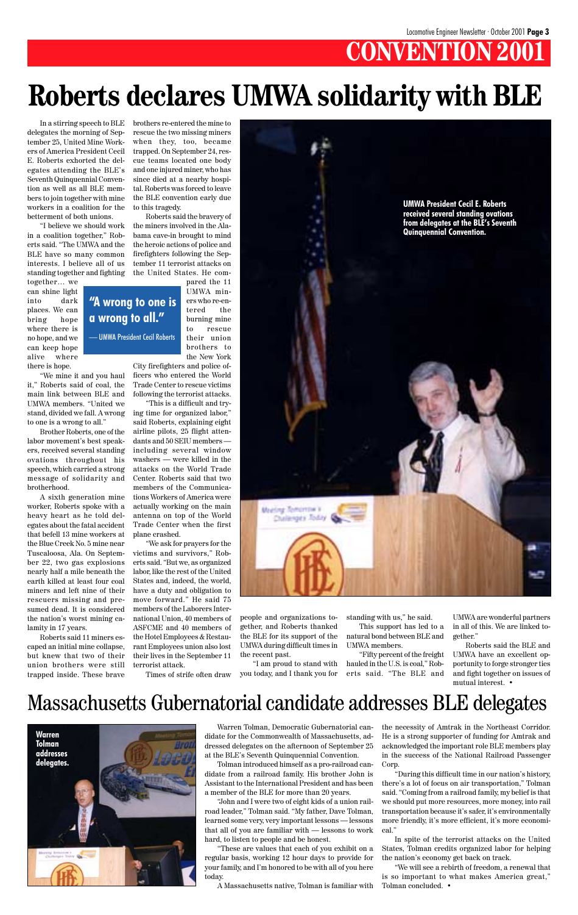# CONVENTION 2001

# Roberts declares UMWA solidarity with BLE

In a stirring speech to BLE delegates the morning of September 25, United Mine Workers of America President Cecil E. Roberts exhorted the delegates attending the BLE's Seventh Quinquennial Convention as well as all BLE members to join together with mine workers in a coalition for the betterment of both unions.

"I believe we should work in a coalition together," Roberts said. "The UMWA and the BLE have so many common interests. I believe all of us standing together and fighting together… we can shine light into dark places. We can bring hope where there is no hope, and we can keep hope alive where there is hope.

> **"A wrong to one is a wrong to all."**
>
> — UMWA President Cecil Roberts

"We mine it and you haul it," Roberts said of coal, the main link between BLE and UMWA members. "United we stand, divided we fall. A wrong to one is a wrong to all."

Brother Roberts, one of the labor movement's best speakers, received several standing ovations throughout his speech, which carried a strong message of solidarity and brotherhood.

A sixth generation mine worker, Roberts spoke with a heavy heart as he told delegates about the fatal accident that befell 13 mine workers at the Blue Creek No. 5 mine near Tuscaloosa, Ala. On September 22, two gas explosions nearly half a mile beneath the earth killed at least four coal miners and left nine of their rescuers missing and presumed dead. It is considered the nation's worst mining calamity in 17 years.

Roberts said 11 miners escaped an initial mine collapse, but knew that two of their union brothers were still trapped inside. These brave brothers re-entered the mine to rescue the two missing miners when they, too, became trapped. On September 24, rescue teams located one body and one injured miner, who has since died at a nearby hospital. Roberts was forced to leave the BLE convention early due to this tragedy.

Roberts said the bravery of the miners involved in the Alabama cave-in brought to mind the heroic actions of police and firefighters following the September 11 terrorist attacks on the United States. He compared the 11 UMWA miners who re-entered the burning mine to rescue their union brothers to the New York City firefighters and police officers who entered the World Trade Center to rescue victims following the terrorist attacks.

"This is a difficult and trying time for organized labor," said Roberts, explaining eight airline pilots, 25 flight attendants and 50 SEIU members — including several window washers — were killed in the attacks on the World Trade Center. Roberts said that two members of the Communications Workers of America were actually working on the main antenna on top of the World Trade Center when the first plane crashed.

"We ask for prayers for the victims and survivors," Roberts said. "But we, as organized labor, like the rest of the United States and, indeed, the world, have a duty and obligation to move forward." He said 75 members of the Laborers International Union, 40 members of ASFCME and 40 members of the Hotel Employees & Restaurant Employees union also lost their lives in the September 11 terrorist attack.

Times of strife often draw people and organizations together, and Roberts thanked the BLE for its support of the UMWA during difficult times in the recent past.

"I am proud to stand with you today, and I thank you for standing with us," he said.

This support has led to a natural bond between BLE and UMWA members.

"Fifty percent of the freight hauled in the U.S. is coal," Roberts said. "The BLE and UMWA are wonderful partners in all of this. We are linked together."

Roberts said the BLE and UMWA have an excellent opportunity to forge stronger ties and fight together on issues of mutual interest. •

UMWA President Cecil E. Roberts received several standing ovations from delegates at the BLE's Seventh Quinquennial Convention.

# Massachusetts Gubernatorial candidate addresses BLE delegates

Warren Tolman addresses delegates.

Warren Tolman, Democratic Gubernatorial candidate for the Commonwealth of Massachusetts, addressed delegates on the afternoon of September 25 at the BLE's Seventh Quinquennial Convention.

Tolman introduced himself as a pro-railroad candidate from a railroad family. His brother John is Assistant to the International President and has been a member of the BLE for more than 20 years.

"John and I were two of eight kids of a union railroad leader," Tolman said. "My father, Dave Tolman, learned some very, very important lessons — lessons that all of you are familiar with — lessons to work hard, to listen to people and be honest.

"These are values that each of you exhibit on a regular basis, working 12 hour days to provide for your family, and I'm honored to be with all of you here today.

A Massachusetts native, Tolman is familiar with the necessity of Amtrak in the Northeast Corridor. He is a strong supporter of funding for Amtrak and acknowledged the important role BLE members play in the success of the National Railroad Passenger Corp.

"During this difficult time in our nation's history, there's a lot of focus on air transportation," Tolman said. "Coming from a railroad family, my belief is that we should put more resources, more money, into rail transportation because it's safer, it's environmentally more friendly, it's more efficient, it's more economical."

In spite of the terrorist attacks on the United States, Tolman credits organized labor for helping the nation's economy get back on track.

"We will see a rebirth of freedom, a renewal that is so important to what makes America great," Tolman concluded. •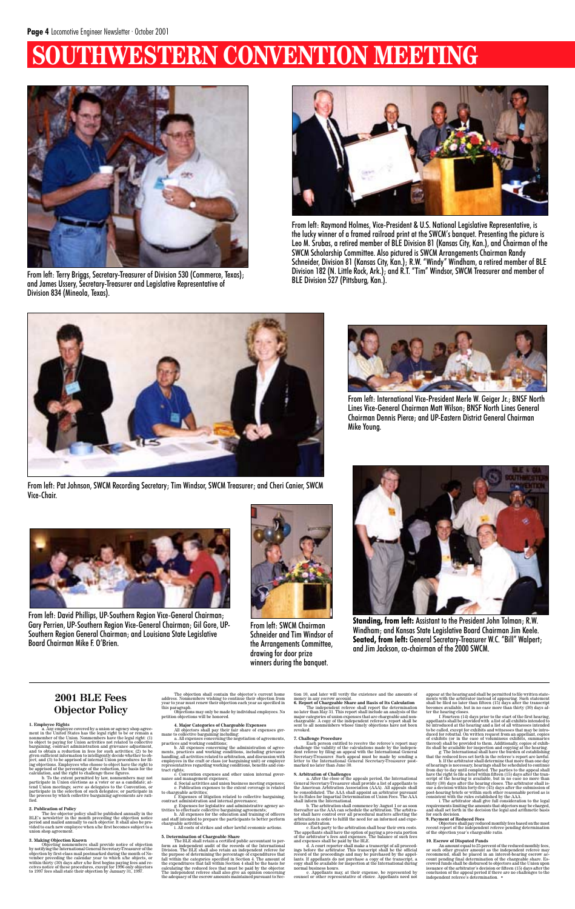# SOUTHWESTERN CONVENTION MEETING

From left: Terry Briggs, Secretary-Treasurer of Division 530 (Commerce, Texas); and James Ussery, Secretary-Treasurer and Legislative Representative of Division 834 (Mineola, Texas).

From left: Raymond Holmes, Vice-President & U.S. National Legislative Representative, is the lucky winner of a framed railroad print at the SWCM's banquet. Presenting the picture is Leo M. Srubas, a retired member of BLE Division 81 (Kansas City, Kan.), and Chairman of the SWCM Scholarship Committee. Also pictured is SWCM Arrangements Chairman Randy Schneider, Division 81 (Kansas City, Kan.); R.W. "Windy" Windham, a retired member of BLE Division 182 (N. Little Rock, Ark.); and R.T. "Tim" Windsor, SWCM Treasurer and member of BLE Division 527 (Pittsburg, Kan.).

From left: Pat Johnson, SWCM Recording Secretary; Tim Windsor, SWCM Treasurer; and Cheri Canier, SWCM Vice-Chair.

From left: International Vice-President Merle W. Geiger Jr.; BNSF North Lines Vice-General Chairman Matt Wilson; BNSF North Lines General Chairman Dennis Pierce; and UP-Eastern District General Chairman Mike Young.

From left: David Phillips, UP-Southern Region Vice-General Chairman; Gary Perrien, UP-Southern Region Vice-General Chairman; Gil Gore, UP-Southern Region General Chairman; and Louisiana State Legislative Board Chairman Mike F. O'Brien.

From left: SWCM Chairman Schneider and Tim Windsor of the Arrangements Committee, drawing for door prize winners during the banquet.

**Standing, from left:** Assistant to the President John Tolman; R.W. Windham; and Kansas State Legislative Board Chairman Jim Keele. **Seated, from left:** General Secretary-Treasurer W.C. "Bill" Walpert; and Jim Jackson, co-chairman of the 2000 SWCM.

## 2001 BLE Fees Objector Policy

**1. Employee Rights**

a. Any employee covered by a union or agency shop agreement in the United States has the legal right to be or remain a nonmember of the Union. Nonmembers have the legal right: (1) to object to paying for Union activities not related to collective bargaining, contract administration and grievance adjustment, and to obtain a reduction in fees for such activities; (2) to be given sufficient information to intelligently decide whether to object; and (3) to be apprised of internal Union procedures for filing objections. Employees who choose to object have the right to be apprised of the percentage of the reduction, the basis for the calculation, and the right to challenge these figures.

b. To the extent permitted by law, nonmembers may not participate in Union elections as a voter or as a candidate; attend Union meetings; serve as delegates to the Convention, or participate in the selection of such delegates; or participate in the process by which collective bargaining agreements are ratified.

**2. Publication of Policy**

The fee objector policy shall be published annually in the BLE's newsletter in the month preceding the objection notice period and mailed annually to each objector. It shall also be provided to each new employee when s/he first becomes subject to a union shop agreement.

**3. Making Objection Known**

Objecting nonmembers shall provide notice of objection by notifying the International General Secretary-Treasurer of the objection by first-class mail postmarked during the month of November preceding the calendar year to which s/he objects, or within thirty (30) days after s/he first begins paying fees and receives notice of these procedures, except for 1996 only objectors to 1997 fees shall state their objection by January 31, 1997.

The objection shall contain the objector's current home address. Nonmembers wishing to continue their objection from year to year must renew their objection each year as specified in this paragraph.

Objections may only be made by individual employees. No petition objections will be honored.

**4. Major Categories of Chargeable Expenses**

All objectors shall pay their fair share of expenses germane to collective bargaining including:

a. All expenses concerning the negotiation of agreements, practices and working conditions;

b. All expenses concerning the administration of agreements, practices and working conditions, including grievance handling, all activities related to arbitration, and discussion with employees in the craft or class (or bargaining unit) or employer representatives regarding working conditions, benefits and contract rights;

c. Convention expenses and other union internal governance and management expenses;

d. Social activities and union business meeting expenses;

e. Publication expenses to the extent coverage is related to chargeable activities;

f. Expenses of litigation related to collective bargaining, contract administration and internal governance;

g. Expenses for legislative and administrative agency activities to effectuate collective bargaining agreements;

h. All expenses for the education and training of officers and staff intended to prepare the participants to better perform chargeable activities;

i. All costs of strikes and other lawful economic actions.

**5. Determination of Chargeable Share**

The BLE shall retain a certified public accountant to perform an independent audit of the records of the International Division. The BLE shall also retain an independent referee for the purpose of determining the percentage of expenditures that fall within the categories specified in Section 4. The amount of the expenditures that fall within Section 4 shall be the basis for calculating the reduced fees that must be paid by the objector. The independent referee shall also give an opinion concerning the adequacy of the escrow amounts maintained pursuant to Section 10, and later will verify the existence and the amounts of money in any escrow account.

**6. Report of Chargeable Share and Basis of Its Calculation**

The independent referee shall report the determination no later than May 31. This report shall include an analysis of the major categories of union expenses that are chargeable and nonchargeable. A copy of the independent referee's report shall be sent to all nonmembers whose timely objections have not been revoked.

**7. Challenge Procedure**

Each person entitled to receive the referee's report may challenge the validity of the calculations made by the independent referee by filing an appeal with the International General Secretary/Treasurer. Such appeal must be made by sending a letter to the International General Secretary-Treasurer postmarked no later than June 30.

**8. Arbitration of Challenges**

a. After the close of the appeals period, the International General Secretary-Treasurer shall provide a list of appellants to the American Arbitration Association (AAA). All appeals shall be consolidated. The AAA shall appoint an arbitrator pursuant to its Rules for Impartial Determination of Union Fees. The AAA shall inform the International.

b. The arbitration shall commence by August 1 or as soon thereafter as the AAA can schedule the arbitration. The arbitrator shall have control over all procedural matters affecting the arbitration in order to fulfill the need for an informed and expeditious arbitration.

c. Each party to the arbitration shall bear their own costs. The appellants shall have the option of paying a pro-rata portion of the arbitrator's fees and expenses. The balance of such fees and expenses shall be paid by the BLE.

d. A court reporter shall make a transcript of all proceedings before the arbitrator. This transcript shall be the official record of the proceedings and may be purchased by the appellants. If appellants do not purchase a copy of the transcript, a copy shall be available for inspection at the International during normal business hours.

e. Appellants may, at their expense, be represented by counsel or other representative of choice. Appellants need not appear at the hearing and shall be permitted to file written statements with the arbitrator instead of appearing. Such statement shall be due no later than fifteen (15) days after the transcript becomes available, but in no case more than thirty (30) days after the hearing closes.

f. Fourteen (14) days prior to the start of the first hearing, appellants shall be provided with a list of all exhibits intended to be introduced at the hearing and a list of all witnesses intended to be called, except for exhibits and witnesses that may be introduced for rebuttal. On written request from an appellant, copies of exhibits (or in the case of voluminous exhibits, summaries thereof) shall be provided to them. Additionally, copies of exhibits shall be available for inspection and copying at the hearing.

g. The International shall have the burden of establishing that the reduced fees set forth in the referee's report are lawful.

h. If the arbitrator shall determine that more than one day of hearings is necessary, hearings shall be scheduled to continue from day to day until completed. The parties to the appeal shall have the right to file a brief within fifteen (15) days after the transcript of the hearing is available, but in no case more than thirty (30) days after the hearing closes. The arbitrator shall issue a decision within forty-five (45) days after the submission of post-hearing briefs or within such other reasonable period as is consistent with the rules established by the AAA.

i. The arbitrator shall give full consideration to the legal requirements limiting the amounts that objectors may be charged, and shall set forth in the decision the legal and arithmetic basis for such decision.

**9. Payment of Reduced Fees**

Objectors shall pay reduced monthly fees based on the most recent report of the independent referee pending determination of the objection year's chargeable ratio.

**10. Escrow of Disputed Funds**

An amount equal to 25 percent of the reduced monthly fees, or such other greater amount as the independent referee may recommend, shall be placed in an interest-bearing escrow account pending final determination of the chargeable share. Escrowed funds shall be disbursed to objectors and the Union upon issuance of the arbitrator's decision or fifteen (15) days after the conclusion of the appeal period if there are no challenges to the independent referee's determination. •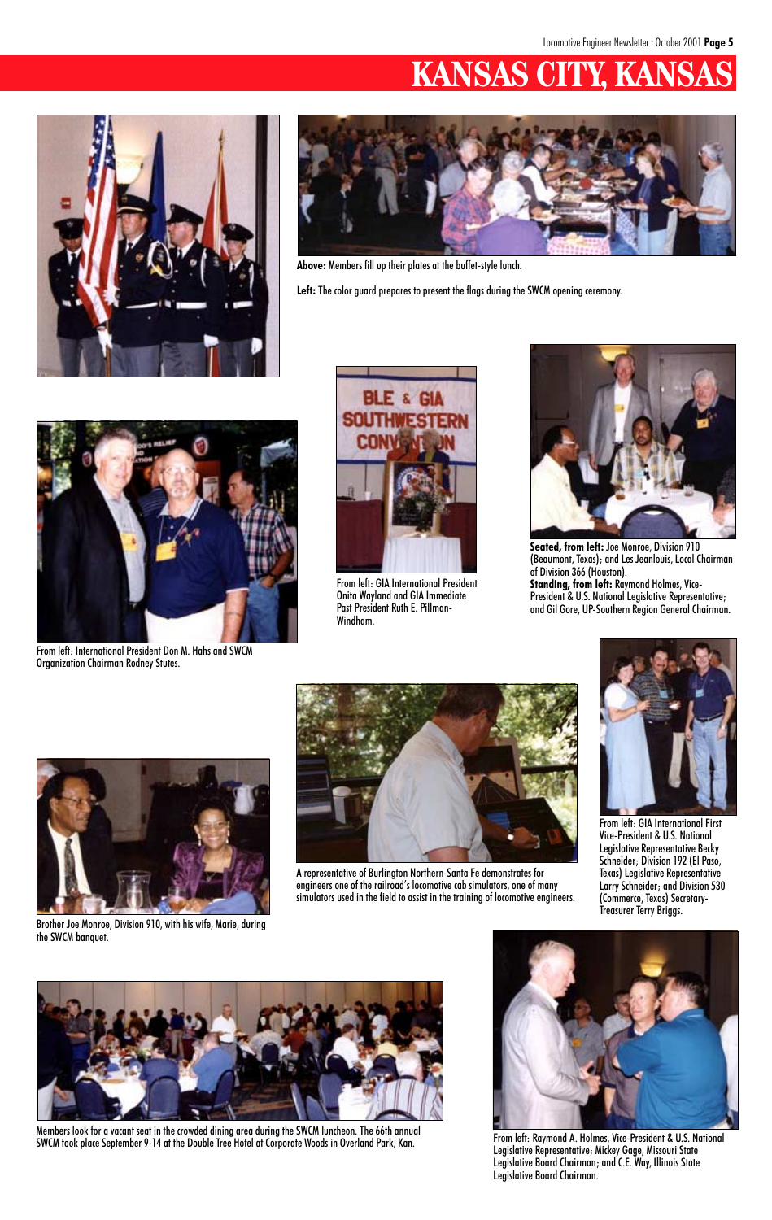# KANSAS CITY, KANSAS

**Above:** Members fill up their plates at the buffet-style lunch.

**Left:** The color guard prepares to present the flags during the SWCM opening ceremony.

From left: International President Don M. Hahs and SWCM Organization Chairman Rodney Stutes.

From left: GIA International President Onita Wayland and GIA Immediate Past President Ruth E. Pillman-Windham.

**Seated, from left:** Joe Monroe, Division 910 (Beaumont, Texas); and Les Jeanlouis, Local Chairman of Division 366 (Houston).
**Standing, from left:** Raymond Holmes, Vice-President & U.S. National Legislative Representative; and Gil Gore, UP-Southern Region General Chairman.

Brother Joe Monroe, Division 910, with his wife, Marie, during the SWCM banquet.

A representative of Burlington Northern-Santa Fe demonstrates for engineers one of the railroad's locomotive cab simulators, one of many simulators used in the field to assist in the training of locomotive engineers.

From left: GIA International First Vice-President & U.S. National Legislative Representative Becky Schneider; Division 192 (El Paso, Texas) Legislative Representative Larry Schneider; and Division 530 (Commerce, Texas) Secretary-Treasurer Terry Briggs.

Members look for a vacant seat in the crowded dining area during the SWCM luncheon. The 66th annual SWCM took place September 9-14 at the Double Tree Hotel at Corporate Woods in Overland Park, Kan.

From left: Raymond A. Holmes, Vice-President & U.S. National Legislative Representative; Mickey Gage, Missouri State Legislative Board Chairman; and C.E. Way, Illinois State Legislative Board Chairman.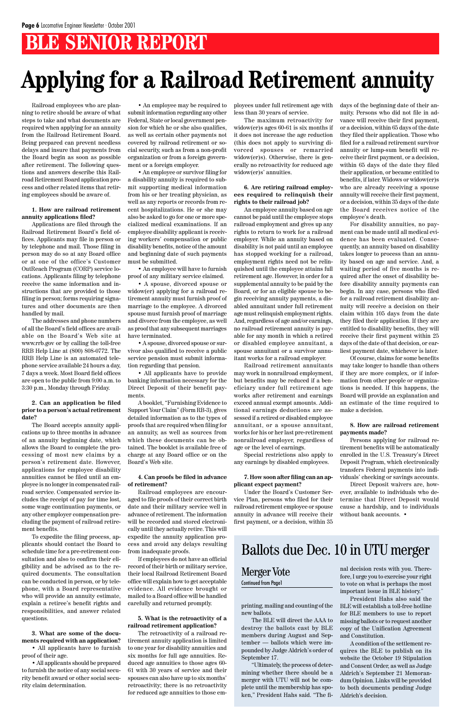# BLE SENIOR REPORT

# Applying for a Railroad Retirement annuity

Railroad employees who are planning to retire should be aware of what steps to take and what documents are required when applying for an annuity from the Railroad Retirement Board. Being prepared can prevent needless delays and insure that payments from the Board begin as soon as possible after retirement. The following questions and answers describe this Railroad Retirement Board application process and other related items that retiring employees should be aware of.

**1. How are railroad retirement annuity applications filed?**

Applications are filed through the Railroad Retirement Board's field offices. Applicants may file in person or by telephone and mail. Those filing in person may do so at any Board office or at one of the office's Customer OutReach Program (CORP) service locations. Applicants filing by telephone receive the same information and instructions that are provided to those filing in person; forms requiring signatures and other documents are then handled by mail.

The addresses and phone numbers of all the Board's field offices are available on the Board's Web site at www.rrb.gov or by calling the toll-free RRB Help Line at (800) 808-0772. The RRB Help Line is an automated telephone service available 24 hours a day, 7 days a week. Most Board field offices are open to the public from 9:00 a.m. to 3:30 p.m., Monday through Friday.

**2. Can an application be filed prior to a person's actual retirement date?**

The Board accepts annuity applications up to three months in advance of an annuity beginning date, which allows the Board to complete the processing of most new claims by a person's retirement date. However, applications for employee disability annuities cannot be filed until an employee is no longer in compensated railroad service. Compensated service includes the receipt of pay for time lost, some wage continuation payments, or any other employer compensation precluding the payment of railroad retirement benefits.

To expedite the filing process, applicants should contact the Board to schedule time for a pre-retirement consultation and also to confirm their eligibility and be advised as to the required documents. The consultation can be conducted in person, or by telephone, with a Board representative who will provide an annuity estimate, explain a retiree's benefit rights and responsibilities, and answer related questions.

**3. What are some of the documents required with an application?**

- All applicants have to furnish proof of their age.
- All applicants should be prepared to furnish the notice of any social security benefit award or other social security claim determination.
- An employee may be required to submit information regarding any other Federal, State or local government pension for which he or she also qualifies, as well as certain other payments not covered by railroad retirement or social security, such as from a non-profit organization or from a foreign government or a foreign employer.
- An employee or survivor filing for a disability annuity is required to submit supporting medical information from his or her treating physician, as well as any reports or records from recent hospitalizations. He or she may also be asked to go for one or more specialized medical examinations. If an employee disability applicant is receiving workers' compensation or public disability benefits, notice of the amount and beginning date of such payments must be submitted.
- An employee will have to furnish proof of any military service claimed.
- A spouse, divorced spouse or widow(er) applying for a railroad retirement annuity must furnish proof of marriage to the employee. A divorced spouse must furnish proof of marriage and divorce from the employee, as well as proof that any subsequent marriages have terminated.
- A spouse, divorced spouse or survivor also qualified to receive a public service pension must submit information regarding that pension.
- All applicants have to provide banking information necessary for the Direct Deposit of their benefit payments.

A booklet, "Furnishing Evidence to Support Your Claim" (Form RB-3), gives detailed information as to the types of proofs that are required when filing for an annuity, as well as sources from which these documents can be obtained. The booklet is available free of charge at any Board office or on the Board's Web site.

**4. Can proofs be filed in advance of retirement?**

Railroad employees are encouraged to file proofs of their correct birth date and their military service well in advance of retirement. The information will be recorded and stored electronically until they actually retire. This will expedite the annuity application process and avoid any delays resulting from inadequate proofs.

If employees do not have an official record of their birth or military service, their local Railroad Retirement Board office will explain how to get acceptable evidence. All evidence brought or mailed to a Board office will be handled carefully and returned promptly.

**5. What is the retroactivity of a railroad retirement application?**

The retroactivity of a railroad retirement annuity application is limited to one year for disability annuities and six months for full age annuities. Reduced age annuities to those ages 60-61 with 30 years of service and their spouses can also have up to six months' retroactivity; there is no retroactivity for reduced age annuities to those employees under full retirement age with less than 30 years of service.

The maximum retroactivity for widow(er)s ages 60-61 is six months if it does not increase the age reduction (this does not apply to surviving divorced spouses or remarried widow(er)s). Otherwise, there is generally no retroactivity for reduced age widow(er)s' annuities.

**6. Are retiring railroad employees required to relinquish their rights to their railroad job?**

An employee annuity based on age cannot be paid until the employee stops railroad employment and gives up any rights to return to work for a railroad employer. While an annuity based on disability is not paid until an employee has stopped working for a railroad, employment rights need not be relinquished until the employee attains full retirement age. However, in order for a supplemental annuity to be paid by the Board, or for an eligible spouse to begin receiving annuity payments, a disabled annuitant under full retirement age must relinquish employment rights. And, regardless of age and/or earnings, no railroad retirement annuity is payable for any month in which a retired or disabled employee annuitant, a spouse annuitant or a survivor annuitant works for a railroad employer.

Railroad retirement annuitants may work in nonrailroad employment, but benefits may be reduced if a beneficiary under full retirement age works after retirement and earnings exceed annual exempt amounts. Additional earnings deductions are assessed if a retired or disabled employee annuitant, or a spouse annuitant, works for his or her last pre-retirement nonrailroad employer, regardless of age or the level of earnings.

Special restrictions also apply to any earnings by disabled employees.

**7. How soon after filing can an applicant expect payment?**

Under the Board's Customer Service Plan, persons who filed for their railroad retirement employee or spouse annuity in advance will receive their first payment, or a decision, within 35 days of the beginning date of their annuity. Persons who did not file in advance will receive their first payment, or a decision, within 65 days of the date they filed their application. Those who filed for a railroad retirement survivor annuity or lump-sum benefit will receive their first payment, or a decision, within 65 days of the date they filed their application, or became entitled to benefits, if later. Widows or widow(er)s who are already receiving a spouse annuity will receive their first payment, or a decision, within 35 days of the date the Board receives notice of the employee's death.

For disability annuities, no payment can be made until all medical evidence has been evaluated. Consequently, an annuity based on disability takes longer to process than an annuity based on age and service. And, a waiting period of five months is required after the onset of disability before disability annuity payments can begin. In any case, persons who filed for a railroad retirement disability annuity will receive a decision on their claim within 105 days from the date they filed their application. If they are entitled to disability benefits, they will receive their first payment within 25 days of the date of that decision, or earliest payment date, whichever is later.

Of course, claims for some benefits may take longer to handle than others if they are more complex, or if information from other people or organizations is needed. If this happens, the Board will provide an explanation and an estimate of the time required to make a decision.

**8. How are railroad retirement payments made?**

Persons applying for railroad retirement benefits will be automatically enrolled in the U.S. Treasury's Direct Deposit Program, which electronically transfers Federal payments into individuals' checking or savings accounts.

Direct Deposit waivers are, however, available to individuals who determine that Direct Deposit would cause a hardship, and to individuals without bank accounts. •

## Ballots due Dec. 10 in UTU merger

### Merger Vote

Continued from Page1

printing, mailing and counting of the new ballots.

The BLE will direct the AAA to destroy the ballots cast by BLE members during August and September — ballots which were impounded by Judge Aldrich's order of September 17.

"Ultimately, the process of determining whether there should be a merger with UTU will not be complete until the membership has spoken," President Hahs said. "The final decision rests with you. Therefore, I urge you to exercise your right to vote on what is perhaps the most important issue in BLE history."

President Hahs also said the BLE will establish a toll-free hotline for BLE members to use to report missing ballots or to request another copy of the Unification Agreement and Constitution.

A condition of the settlement requires the BLE to publish on its website the October 19 Stipulation and Consent Order, as well as Judge Aldrich's September 21 Memorandum Opinion. Links will be provided to both documents pending Judge Aldrich's decision.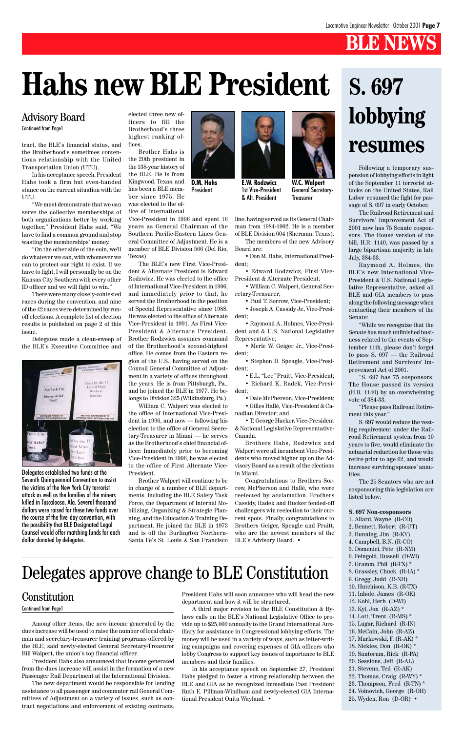BLE NEWS

# Hahs new BLE President

## Advisory Board

Continued from Page1

tract, the BLE's financial status, and the Brotherhood's sometimes contentious relationship with the United Transportation Union (UTU).

In his acceptance speech, President Hahs took a firm but even-handed stance on the current situation with the UTU.

"We must demonstrate that we can serve the collective memberships of both organizations better by working together," President Hahs said. "We have to find a common ground and stop wasting the memberships' money.

"On the other side of the coin, we'll do whatever we can, with whomever we can to protect our right to exist. If we have to fight, I will personally be on the Kansas City Southern with every other ID officer and we will fight to win."

There were many closely-contested races during the convention, and nine of the 42 races were determined by runoff elections. A complete list of election results is published on page 2 of this issue.

Delegates made a clean-sweep of the BLE's Executive Committee and elected three new officers to fill the Brotherhood's three highest ranking offices.

Brother Hahs is the 20th president in the 138-year history of the BLE. He is from Kingwood, Texas, and has been a BLE member since 1975. He was elected to the office of International Vice-President in 1996 and spent 16 years as General Chairman of the Southern Pacific-Eastern Lines General Committee of Adjustment. He is a member of BLE Division 566 (Del Rio, Texas).

The BLE's new First Vice-President & Alternate President is Edward Rodzwicz. He was elected to the office of International Vice-President in 1996, and immediately prior to that, he served the Brotherhood in the position of Special Representative since 1988. He was elected to the office of Alternate Vice-President in 1991. As First Vice-President & Alternate President, Brother Rodzwicz assumes command of the Brotherhood's second-highest office. He comes from the Eastern region of the U.S., having served on the Conrail General Committee of Adjustment in a variety of offices throughout the years. He is from Pittsburgh, Pa., and he joined the BLE in 1977. He belongs to Division 325 (Wilkinsburg, Pa.).

William C. Walpert was elected to the office of International Vice-President in 1996, and now — following his election to the office of General Secretary-Treasurer in Miami — he serves as the Brotherhood's chief financial officer. Immediately prior to becoming Vice-President in 1996, he was elected to the office of First Alternate Vice-President.

Brother Walpert will continue to be in charge of a number of BLE departments, including the BLE Safety Task Force, the Department of Internal Mobilizing, Organizing & Strategic Planning, and the Education & Training Department. He joined the BLE in 1973 and is off the Burlington Northern-Santa Fe's St. Louis & San Francisco line, having served as its General Chairman from 1984-1992. He is a member of BLE Division 604 (Sherman, Texas).

D.M. Hahs
President

E.W. Rodzwicz
1st Vice-President & Alt. President

W.C. Walpert
General Secretary-Treasurer

Delegates established two funds at the Seventh Quinquennial Convention to assist the victims of the New York City terrorist attack as well as the families of the miners killed in Tuscaloosa, Ala. Several thousand dollars were raised for these two funds over the course of the five-day convention, with the possibility that BLE Designated Legal Counsel would offer matching funds for each dollar donated by delegates.

The members of the new Advisory Board are:

- Don M. Hahs, International President;
- Edward Rodzwicz, First Vice-President & Alternate President;
- William C. Walpert, General Secretary-Treasurer;
- Paul T. Sorrow, Vice-President;
- Joseph A. Cassidy Jr., Vice-President;
- Raymond A. Holmes, Vice-President and & U.S. National Legislative Representative;
- Merle W. Geiger Jr., Vice-President;
- Stephen D. Speagle, Vice-President;
- E.L. "Lee" Pruitt, Vice-President;
- Richard K. Radek, Vice-President;
- Dale McPherson, Vice-President;
- Gilles Hallé, Vice-President & Canadian Director; and
- T. George Hucker, Vice-President & National Legislative Representative-Canada.

Brothers Hahs, Rodzwicz and Walpert were all incumbent Vice-Presidents who moved higher up on the Advisory Board as a result of the elections in Miami.

Congratulations to Brothers Sorrow, McPherson and Hallé, who were reelected by acclamation. Brothers Cassidy, Radek and Hucker fended-off challengers win reelection to their current spots. Finally, congratulations to Brothers Geiger, Speagle and Pruitt, who are the newest members of the BLE's Advisory Board. •

# S. 697 lobbying resumes

Following a temporary suspension of lobbying efforts in light of the September 11 terrorist attacks on the United States, Rail Labor resumed the fight for passage of S. 697 in early October.

The Railroad Retirement and Survivors' Improvement Act of 2001 now has 75 Senate cosponsors. The House version of the bill, H.R. 1140, was passed by a large bipartisan majority in late July, 384-33.

Raymond A. Holmes, the BLE's new International Vice-President & U.S. National Legislative Representative, asked all BLE and GIA members to pass along the following message when contacting their members of the Senate:

"While we recognize that the Senate has much unfinished business related to the events of September 11th, please don't forget to pass S. 697 — the Railroad Retirement and Survivors' Improvement Act of 2001.

"S. 697 has 75 cosponsors. The House passed its version (H.R. 1140) by an overwhelming vote of 384-33.

"Please pass Railroad Retirement this year."

S. 697 would reduce the vesting requirement under the Railroad Retirement system from 10 years to five, would eliminate the actuarial reduction for those who retire prior to age 62, and would increase surviving spouses' annuities.

The 25 Senators who are not cosponsoring this legislation are listed below:

**S. 697 Non-cosponsors**

1. Allard, Wayne (R-CO)
2. Bennett, Robert (R-UT)
3. Bunning, Jim (R-KY)
4. Campbell, B.N. (R-CO)
5. Domenici, Pete (R-NM)
6. Feingold, Russell (D-WI)
7. Gramm, Phil (R-TX) *
8. Grassley, Chuck (R-IA) *
9. Gregg, Judd (R-NH)
10. Hutchison, K.B. (R-TX)
11. Inhofe, James (R-OK)
12. Kohl, Herb (D-WI)
13. Kyl, Jon (R-AZ) *
14. Lott, Trent (R-MS) *
15. Lugar, Richard (R-IN)
16. McCain, John (R-AZ)
17. Murkowski, F. (R-AK) *
18. Nickles, Don (R-OK) *
19. Santorum, Rick (R-PA)
20. Sessions, Jeff (R-AL)
21. Stevens, Ted (R-AK)
22. Thomas, Craig (R-WY) *
23. Thompson, Fred (R-TN) *
24. Voinovich, George (R-OH)
25. Wyden, Ron (D-OR) •

# Delegates approve change to BLE Constitution

## Constitution

Continued from Page1

Among other items, the new income generated by the dues increase will be used to raise the number of local chairman and secretary-treasurer training programs offered by the BLE, said newly-elected General Secretary-Treasurer Bill Walpert, the union's top financial officer.

President Hahs also announced that income generated from the dues increase will assist in the formation of a new Passenger Rail Department at the International Division.

The new department would be responsible for lending assistance to all passenger and commuter rail General Committees of Adjustment on a variety of issues, such as contract negotiations and enforcement of existing contracts. President Hahs will soon announce who will head the new department and how it will be structured.

A third major revision to the BLE Constitution & Bylaws calls on the BLE's National Legislative Office to provide up to $25,000 annually to the Grand International Auxiliary for assistance in Congressional lobbying efforts. The money will be used in a variety of ways, such as letter-writing campaigns and covering expenses of GIA officers who lobby Congress to support key issues of importance to BLE members and their families.

In his acceptance speech on September 27, President Hahs pledged to foster a strong relationship between the BLE and GIA as he recognized Immediate Past President Ruth E. Pillman-Windham and newly-elected GIA International President Onita Wayland. •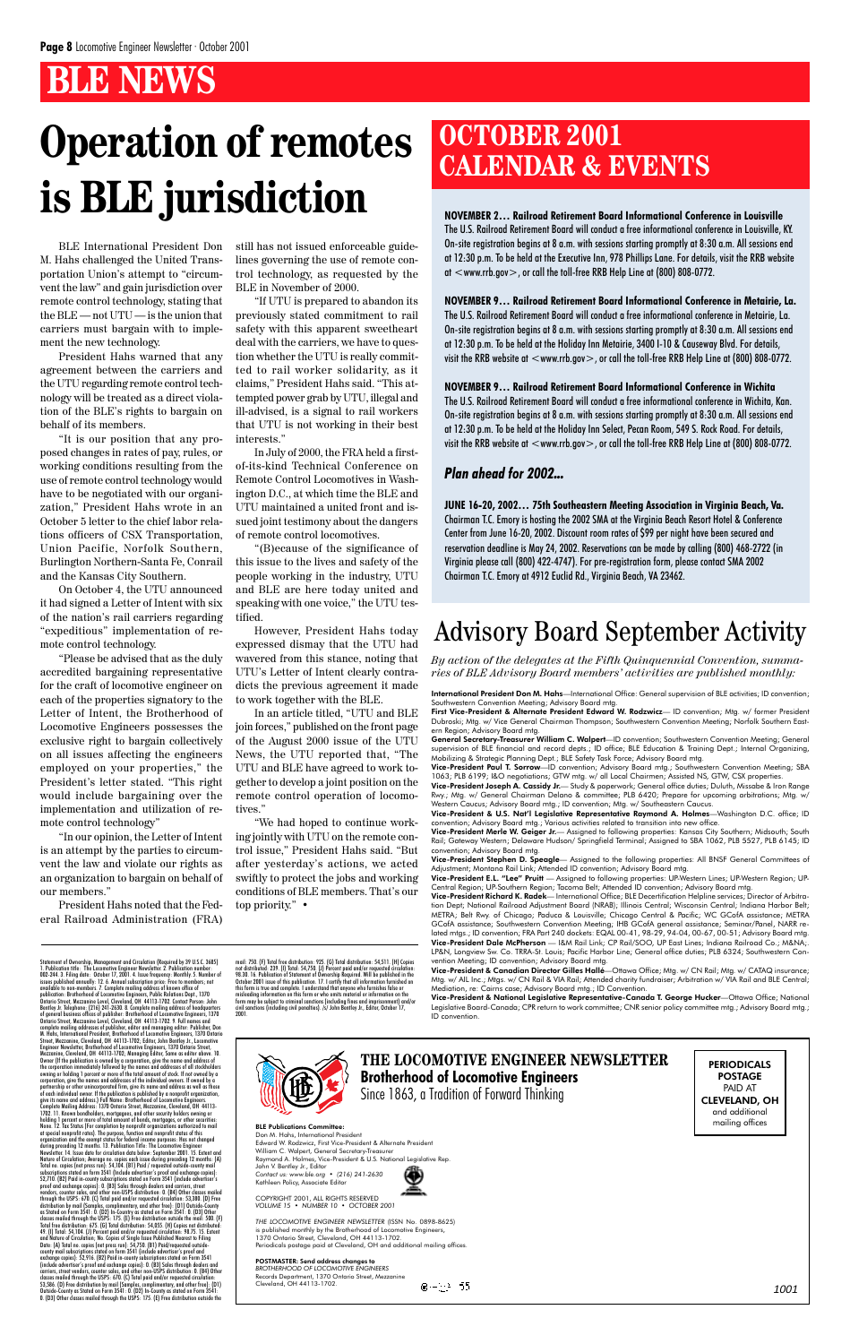# BLE NEWS

# Operation of remotes is BLE jurisdiction

BLE International President Don M. Hahs challenged the United Transportation Union's attempt to "circumvent the law" and gain jurisdiction over remote control technology, stating that the BLE — not UTU — is the union that carriers must bargain with to implement the new technology.

President Hahs warned that any agreement between the carriers and the UTU regarding remote control technology will be treated as a direct violation of the BLE's rights to bargain on behalf of its members.

"It is our position that any proposed changes in rates of pay, rules, or working conditions resulting from the use of remote control technology would have to be negotiated with our organization," President Hahs wrote in an October 5 letter to the chief labor relations officers of CSX Transportation, Union Pacific, Norfolk Southern, Burlington Northern-Santa Fe, Conrail and the Kansas City Southern.

On October 4, the UTU announced it had signed a Letter of Intent with six of the nation's rail carriers regarding "expeditious" implementation of remote control technology.

"Please be advised that as the duly accredited bargaining representative for the craft of locomotive engineer on each of the properties signatory to the Letter of Intent, the Brotherhood of Locomotive Engineers possesses the exclusive right to bargain collectively on all issues affecting the engineers employed on your properties," the President's letter stated. "This right would include bargaining over the implementation and utilization of remote control technology"

"In our opinion, the Letter of Intent is an attempt by the parties to circumvent the law and violate our rights as an organization to bargain on behalf of our members."

President Hahs noted that the Federal Railroad Administration (FRA) still has not issued enforceable guidelines governing the use of remote control technology, as requested by the BLE in November of 2000.

"If UTU is prepared to abandon its previously stated commitment to rail safety with this apparent sweetheart deal with the carriers, we have to question whether the UTU is really committed to rail worker solidarity, as it claims," President Hahs said. "This attempted power grab by UTU, illegal and ill-advised, is a signal to rail workers that UTU is not working in their best interests."

In July of 2000, the FRA held a first-of-its-kind Technical Conference on Remote Control Locomotives in Washington D.C., at which time the BLE and UTU maintained a united front and issued joint testimony about the dangers of remote control locomotives.

"(B)ecause of the significance of this issue to the lives and safety of the people working in the industry, UTU and BLE are here today united and speaking with one voice," the UTU testified.

However, President Hahs today expressed dismay that the UTU had wavered from this stance, noting that UTU's Letter of Intent clearly contradicts the previous agreement it made to work together with the BLE.

In an article titled, "UTU and BLE join forces," published on the front page of the August 2000 issue of the UTU News, the UTU reported that, "The UTU and BLE have agreed to work together to develop a joint position on the remote control operation of locomotives."

"We had hoped to continue working jointly with UTU on the remote control issue," President Hahs said. "But after yesterday's actions, we acted swiftly to protect the jobs and working conditions of BLE members. That's our top priority." •

# OCTOBER 2001 CALENDAR & EVENTS

**NOVEMBER 2… Railroad Retirement Board Informational Conference in Louisville**
The U.S. Railroad Retirement Board will conduct a free informational conference in Louisville, KY. On-site registration begins at 8 a.m. with sessions starting promptly at 8:30 a.m. All sessions end at 12:30 p.m. To be held at the Executive Inn, 978 Phillips Lane. For details, visit the RRB website at <www.rrb.gov>, or call the toll-free RRB Help Line at (800) 808-0772.

**NOVEMBER 9… Railroad Retirement Board Informational Conference in Metairie, La.**
The U.S. Railroad Retirement Board will conduct a free informational conference in Metairie, La. On-site registration begins at 8 a.m. with sessions starting promptly at 8:30 a.m. All sessions end at 12:30 p.m. To be held at the Holiday Inn Metairie, 3400 I-10 & Causeway Blvd. For details, visit the RRB website at <www.rrb.gov>, or call the toll-free RRB Help Line at (800) 808-0772.

**NOVEMBER 9… Railroad Retirement Board Informational Conference in Wichita**
The U.S. Railroad Retirement Board will conduct a free informational conference in Wichita, Kan. On-site registration begins at 8 a.m. with sessions starting promptly at 8:30 a.m. All sessions end at 12:30 p.m. To be held at the Holiday Inn Select, Pecan Room, 549 S. Rock Road. For details, visit the RRB website at <www.rrb.gov>, or call the toll-free RRB Help Line at (800) 808-0772.

### *Plan ahead for 2002…*

**JUNE 16-20, 2002… 75th Southeastern Meeting Association in Virginia Beach, Va.**
Chairman T.C. Emory is hosting the 2002 SMA at the Virginia Beach Resort Hotel & Conference Center from June 16-20, 2002. Discount room rates of $99 per night have been secured and reservation deadline is May 24, 2002. Reservations can be made by calling (800) 468-2722 (in Virginia please call (800) 422-4747). For pre-registration form, please contact SMA 2002 Chairman T.C. Emory at 4912 Euclid Rd., Virginia Beach, VA 23462.

# Advisory Board September Activity

*By action of the delegates at the Fifth Quinquennial Convention, summaries of BLE Advisory Board members' activities are published monthly:*

**International President Don M. Hahs**—International Office: General supervision of BLE activities; ID convention; Southwestern Convention Meeting; Advisory Board mtg.

**First Vice-President & Alternate President Edward W. Rodzwicz**— ID convention; Mtg. w/ former President Dubroski; Mtg. w/ Vice General Chairman Thompson; Southwestern Convention Meeting; Norfolk Southern Eastern Region; Advisory Board mtg.

**General Secretary-Treasurer William C. Walpert**—ID convention; Southwestern Convention Meeting; General supervision of BLE financial and record depts.; ID office; BLE Education & Training Dept.; Internal Organizing, Mobilizing & Strategic Planning Dept.; BLE Safety Task Force; Advisory Board mtg.

**Vice-President Paul T. Sorrow**—ID convention; Advisory Board mtg.; Southwestern Convention Meeting; SBA 1063; PLB 6199; I&O negotiations; GTW mtg. w/ all Local Chairmen; Assisted NS, GTW, CSX properties.

**Vice-President Joseph A. Cassidy Jr.**— Study & paperwork; General office duties; Duluth, Missabe & Iron Range Rwy.; Mtg. w/ General Chairman Delano & committee; PLB 6420; Prepare for upcoming arbitrations; Mtg. w/ Western Caucus; Advisory Board mtg.; ID convention; Mtg. w/ Southeastern Caucus.

**Vice-President & U.S. Nat'l Legislative Representative Raymond A. Holmes**—Washington D.C. office; ID convention; Advisory Board mtg.; Various activities related to transition into new office.

**Vice-President Merle W. Geiger Jr.**— Assigned to following properties: Kansas City Southern; Midsouth; South Rail; Gateway Western; Delaware Hudson/ Springfield Terminal; Assigned to SBA 1062, PLB 5527, PLB 6145; ID convention; Advisory Board mtg.

**Vice-President Stephen D. Speagle**— Assigned to the following properties: All BNSF General Committees of Adjustment; Montana Rail Link; Attended ID convention; Advisory Board mtg.

**Vice-President E.L. "Lee" Pruitt** — Assigned to following properties: UP-Western Lines; UP-Western Region; UP-Central Region; UP-Southern Region; Tacoma Belt; Attended ID convention; Advisory Board mtg.

**Vice-President Richard K. Radek**—International Office; BLE Decertification Helpline services; Director of Arbitration Dept; National Railroad Adjustment Board (NRAB); Illinois Central; Wisconsin Central; Indiana Harbor Belt; METRA; Belt Rwy. of Chicago; Paduca & Louisville; Chicago Central & Pacific; WC GCofA assistance; METRA GCofA assistance; Southwestern Convention Meeting; IHB GCofA general assistance; Seminar/Panel, NARR related mtgs.; ID convention; FRA Part 240 dockets: EQAL 00-41, 98-29, 94-04, 00-67, 00-51; Advisory Board mtg.

**Vice-President Dale McPherson** — I&M Rail Link; CP Rail/SOO, UP East Lines; Indiana Railroad Co.; M&NA;. LP&N, Longview Sw. Co. TRRA-St. Louis; Pacific Harbor Line; General office duties; PLB 6324; Southwestern Convention Meeting; ID convention; Advisory Board mtg.

**Vice-President & Canadian Director Gilles Hallé**—Ottawa Office; Mtg. w/ CN Rail; Mtg. w/ CATAQ insurance; Mtg. w/ ALL Inc.; Mtgs. w/ CN Rail & VIA Rail; Attended charity fundraiser; Arbitration w/ VIA Rail and BLE Central; Mediation, re: Cairns case; Advisory Board mtg.; ID Convention.

**Vice-President & National Legislative Representative-Canada T. George Hucker**—Ottawa Office; National Legislative Board-Canada; CPR return to work committee; CNR senior policy committee mtg.; Advisory Board mtg.; ID convention.

Statement of Ownership, Management and Circulation (Required by 39 U.S.C. 3685) 1. Publication title: The Locomotive Engineer Newsletter. 2. Publication number: 002-244. 3. Filing date: October 17, 2001. 4. Issue frequency: Monthly. 5. Number of issues published annually: 12. 6. Annual subscription price: Free to members; not available to non-members. 7. Complete mailing address of known office of publication: Brotherhood of Locomotive Engineers, Public Relations Dept., 1370 Ontario Street, Mezzanine Level, Cleveland, OH 44113-1702. Contact Person: John Bentley Jr. Telephone: (216) 241-2630. 8. Complete mailing address of headquarters of general business offices of publisher: Brotherhood of Locomotive Engineers, 1370 Ontario Street, Mezzanine Level, Cleveland, OH 44113-1702. 9. Full names and complete mailing addresses of publisher, editor and managing editor. Publisher, Don M. Hahs, International President, Brotherhood of Locomotive Engineers; 1370 Ontario Street, Mezzanine, Cleveland, OH 44113-1702. Editor, John Bentley Jr., Locomotive Engineer Newsletter, Brotherhood of Locomotive Engineers, 1370 Ontario Street, Mezzanine, Cleveland, OH 44113-1702. Managing Editor, Same as editor above. 10. Owner (If the publication is owned by a corporation, give the name and address of the corporation immediately followed by the names and addresses of all stockholders owning or holding 1 percent or more of the total amount of stock. If not owned by a corporation, give the names and addresses of the individual owners. If owned by a partnership or other unincorporated firm, give its name and address as well as those of each individual owner. If the publication is published by a nonprofit organization, give its name and address.) Full Name: Brotherhood of Locomotive Engineers; Complete Mailing Address: 1370 Ontario Street, Mezzanine, Cleveland, OH 44113-1702. 11. Known bondholders, mortgagees, and other security holders owning or holding 1 percent or more of total amount of bonds, mortgages, or other securities: None. 12. Tax Status (For completion by nonprofit organizations authorized to mail at special nonprofit rates). The purpose, function and nonprofit status of this organization and the exempt status for federal income purposes: Has not changed during preceding 12 months. 13. Publication Title: The Locomotive Engineer Newsletter. 14. Issue date for circulation data below: September 2001. 15. Extent and Nature of Circulation; Average no. copies each issue during preceding 12 months: (A) Total no. copies (net press run): 54,104. (B1) Paid / requested outside-county mail subscriptions stated on Form 3541 (Include advertiser's proof and exchange copies): 52,710. (B2) Paid in-county subscriptions stated on Form 3541 (include advertiser's proof and exchange copies): 0. (B3) Sales through dealers and carriers, street vendors, counter sales, and other non-USPS distribution: 0. (B4) Other classes mailed through the USPS: 670. (C) Total paid and/or requested circulation: 53,380. (D) Free distribution by mail (Samples, complimentary, and other free): (D1) Outside-County as Stated on Form 3541: 0. (D2) In-Country as stated on Form 3541: 0. (D3) Other classes mailed through the USPS: 175. (E) Free distribution outside the mail: 500. (F) Total free distribution: 675. (G) Total distribution: 54,055. (H) Copies not distributed: 49. (I) Total: 54,104. (J) Percent paid and/or requested circulation: 98.75. 15. Extent and Nature of Circulation; No. Copies of Single Issue Published Nearest to Filing Date: (A) Total no. copies (net press run): 54,750. (B1) Paid/requested outside-county mail subscriptions stated on Form 3541 (include advertiser's proof and exchange copies): 52,916. (B2) Paid in-county subscriptions stated on Form 3541 (include advertiser's proof and exchange copies): 0. (B3) Sales through dealers and carriers, street vendors, counter sales, and other non-USPS distribution: 0. (B4) Other classes mailed through the USPS: 670. (C) Total paid and/or requested circulation: 53,586. (D) Free distribution by mail (Samples, complimentary, and other free): (D1) Outside-County as Stated on Form 3541: 0. (D2) In-County as stated on Form 3541: 0. (D3) Other classes mailed through the USPS: 175. (E) Free distribution outside the mail: 750. (F) Total free distribution: 925. (G) Total distribution: 54,511. (H) Copies not distributed: 239. (I) Total: 54,750. (J) Percent paid and/or requested circulation: 98.30. 16. Publication of Statement of Ownership Required. Will be published in the October 2001 issue of this publication. 17. I certify that all information furnished on this form is true and complete. I understand that anyone who furnishes false or misleading information on this form or who omits material or information on the form may be subject to criminal sanctions (including fines and imprisonment) and/or civil sanctions (including civil penalties). /s/ John Bentley Jr., Editor, October 17, 2001.

## THE LOCOMOTIVE ENGINEER NEWSLETTER
**Brotherhood of Locomotive Engineers**
Since 1863, a Tradition of Forward Thinking

**BLE Publications Committee:**
Don M. Hahs, International President
Edward W. Rodzwicz, First Vice-President & Alternate President
William C. Walpert, General Secretary-Treasurer
Raymond A. Holmes, Vice-President & U.S. National Legislative Rep.
John V. Bentley Jr., Editor
*Contact us: www.ble.org • (216) 241-2630*
Kathleen Policy, Associate Editor

COPYRIGHT 2001, ALL RIGHTS RESERVED
*VOLUME 15 • NUMBER 10 • OCTOBER 2001*

*THE LOCOMOTIVE ENGINEER NEWSLETTER* (ISSN No. 0898-8625) is published monthly by the Brotherhood of Locomotive Engineers, 1370 Ontario Street, Cleveland, OH 44113-1702. Periodicals postage paid at Cleveland, OH and additional mailing offices.

**POSTMASTER: Send address changes to**
*BROTHERHOOD OF LOCOMOTIVE ENGINEERS*
Records Department, 1370 Ontario Street, Mezzanine
Cleveland, OH 44113-1702.

**PERIODICALS POSTAGE** PAID AT **CLEVELAND, OH** and additional mailing offices